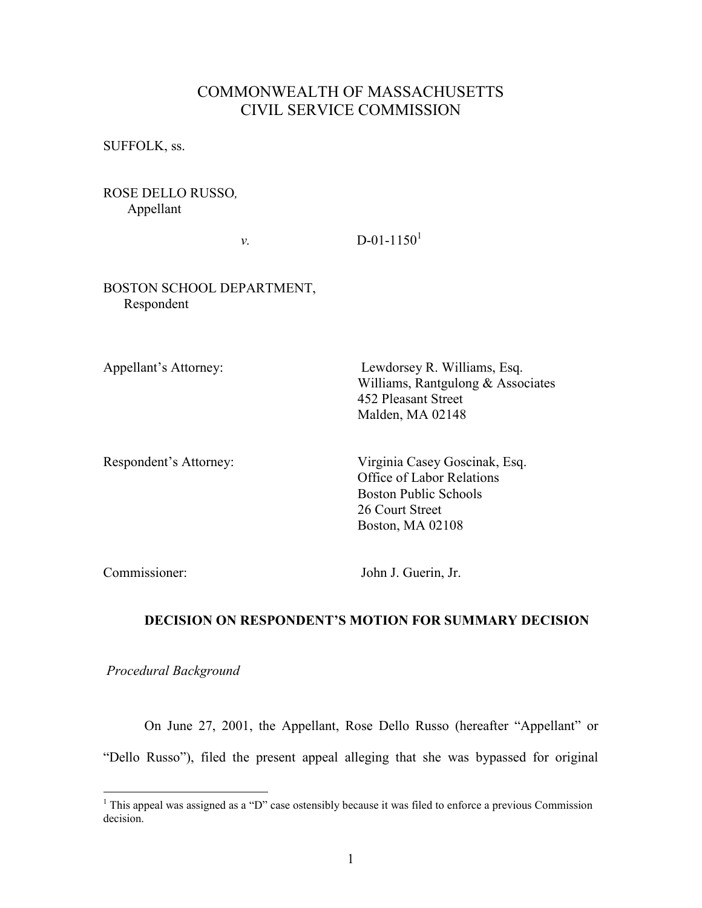# COMMONWEALTH OF MASSACHUSETTS
# CIVIL SERVICE COMMISSION

SUFFOLK, ss.

ROSE DELLO RUSSO*,*
Appellant

*v.* D-01-1150[1]

BOSTON SCHOOL DEPARTMENT,
Respondent

Appellant's Attorney: Lewdorsey R. Williams, Esq.
Williams, Rantgulong & Associates
452 Pleasant Street
Malden, MA 02148

Respondent's Attorney: Virginia Casey Goscinak, Esq.
Office of Labor Relations
Boston Public Schools
26 Court Street
Boston, MA 02108

Commissioner: John J. Guerin, Jr.

**DECISION ON RESPONDENT'S MOTION FOR SUMMARY DECISION**

*Procedural Background*

On June 27, 2001, the Appellant, Rose Dello Russo (hereafter "Appellant" or "Dello Russo"), filed the present appeal alleging that she was bypassed for original

[1] This appeal was assigned as a "D" case ostensibly because it was filed to enforce a previous Commission decision.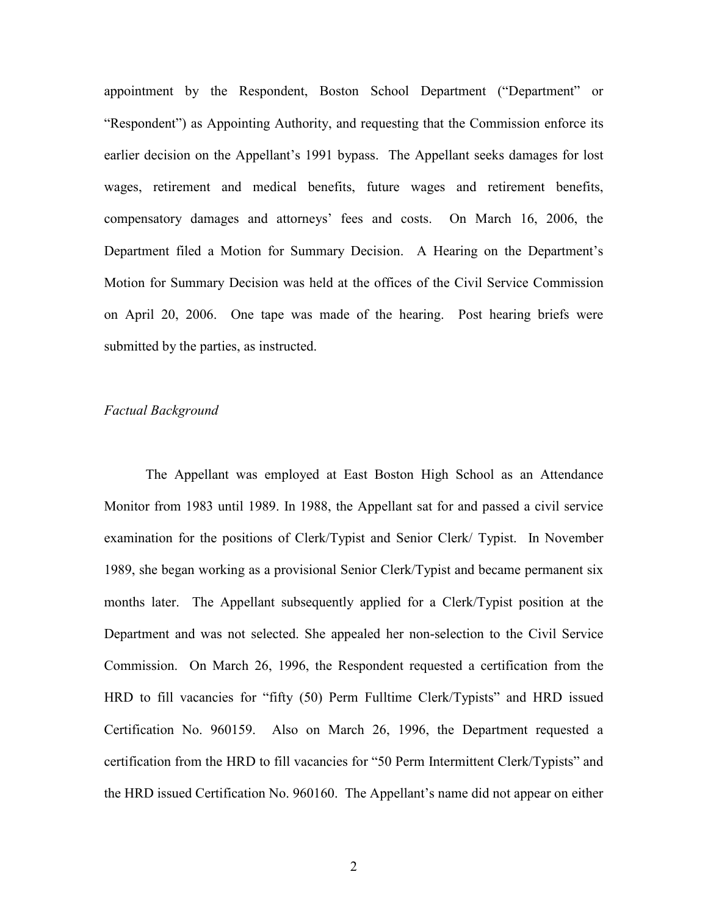appointment by the Respondent, Boston School Department ("Department" or "Respondent") as Appointing Authority, and requesting that the Commission enforce its earlier decision on the Appellant's 1991 bypass. The Appellant seeks damages for lost wages, retirement and medical benefits, future wages and retirement benefits, compensatory damages and attorneys' fees and costs. On March 16, 2006, the Department filed a Motion for Summary Decision. A Hearing on the Department's Motion for Summary Decision was held at the offices of the Civil Service Commission on April 20, 2006. One tape was made of the hearing. Post hearing briefs were submitted by the parties, as instructed.

*Factual Background*

The Appellant was employed at East Boston High School as an Attendance Monitor from 1983 until 1989. In 1988, the Appellant sat for and passed a civil service examination for the positions of Clerk/Typist and Senior Clerk/ Typist. In November 1989, she began working as a provisional Senior Clerk/Typist and became permanent six months later. The Appellant subsequently applied for a Clerk/Typist position at the Department and was not selected. She appealed her non-selection to the Civil Service Commission. On March 26, 1996, the Respondent requested a certification from the HRD to fill vacancies for "fifty (50) Perm Fulltime Clerk/Typists" and HRD issued Certification No. 960159. Also on March 26, 1996, the Department requested a certification from the HRD to fill vacancies for "50 Perm Intermittent Clerk/Typists" and the HRD issued Certification No. 960160. The Appellant's name did not appear on either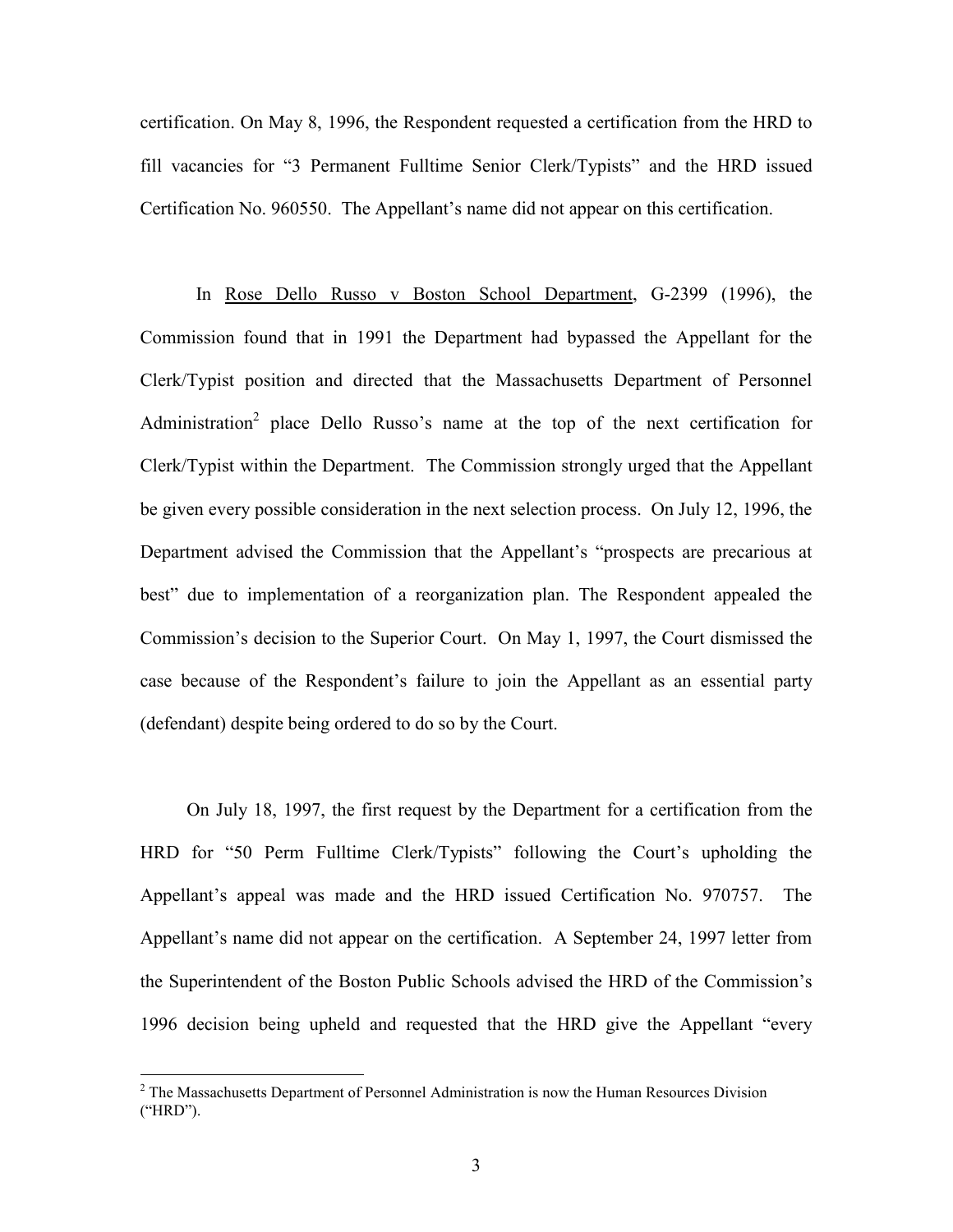certification. On May 8, 1996, the Respondent requested a certification from the HRD to fill vacancies for "3 Permanent Fulltime Senior Clerk/Typists" and the HRD issued Certification No. 960550. The Appellant's name did not appear on this certification.

In Rose Dello Russo v Boston School Department, G-2399 (1996), the Commission found that in 1991 the Department had bypassed the Appellant for the Clerk/Typist position and directed that the Massachusetts Department of Personnel Administration[2] place Dello Russo's name at the top of the next certification for Clerk/Typist within the Department. The Commission strongly urged that the Appellant be given every possible consideration in the next selection process. On July 12, 1996, the Department advised the Commission that the Appellant's "prospects are precarious at best" due to implementation of a reorganization plan. The Respondent appealed the Commission's decision to the Superior Court. On May 1, 1997, the Court dismissed the case because of the Respondent's failure to join the Appellant as an essential party (defendant) despite being ordered to do so by the Court.

On July 18, 1997, the first request by the Department for a certification from the HRD for "50 Perm Fulltime Clerk/Typists" following the Court's upholding the Appellant's appeal was made and the HRD issued Certification No. 970757. The Appellant's name did not appear on the certification. A September 24, 1997 letter from the Superintendent of the Boston Public Schools advised the HRD of the Commission's 1996 decision being upheld and requested that the HRD give the Appellant "every

[2] The Massachusetts Department of Personnel Administration is now the Human Resources Division ("HRD").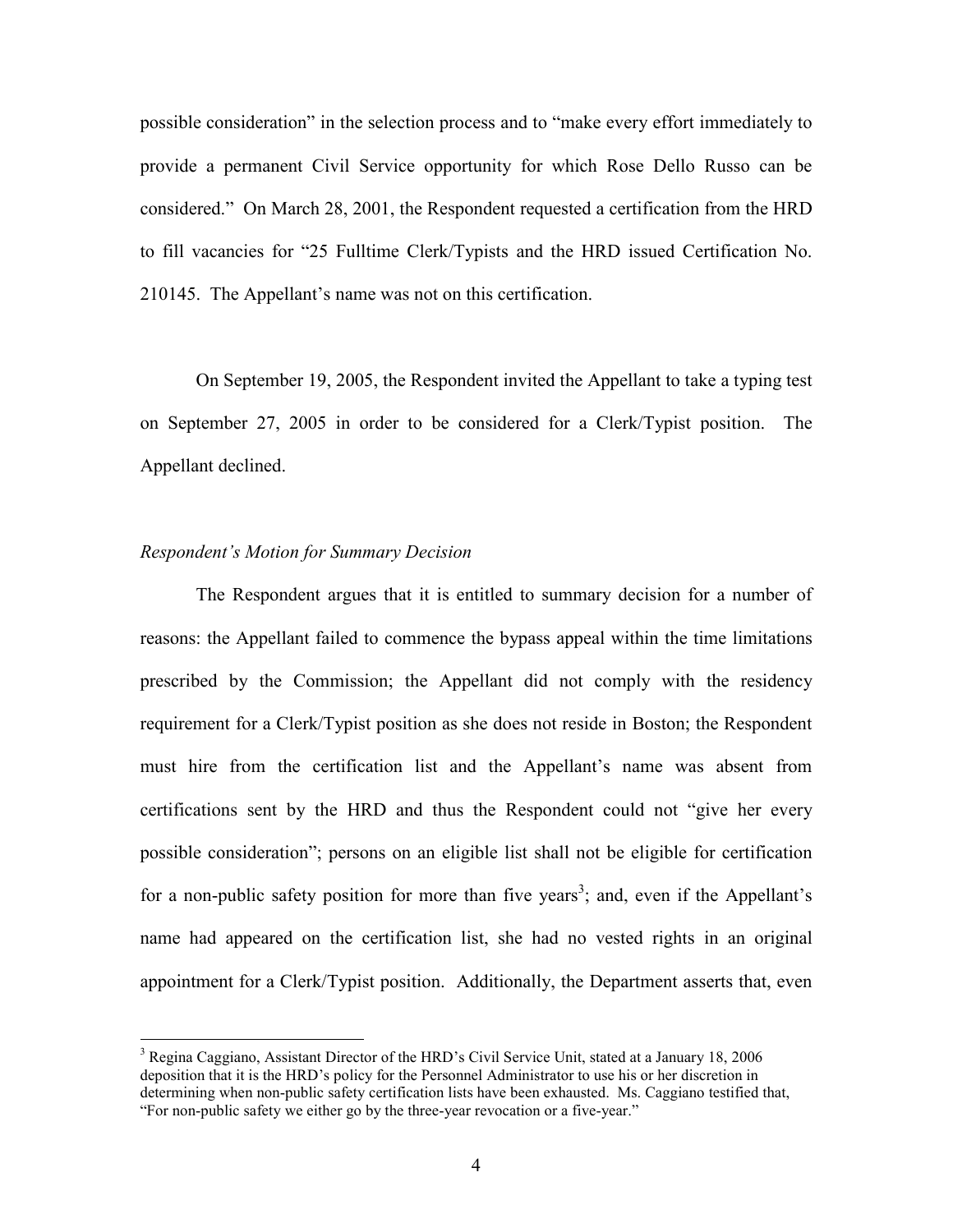possible consideration" in the selection process and to "make every effort immediately to provide a permanent Civil Service opportunity for which Rose Dello Russo can be considered." On March 28, 2001, the Respondent requested a certification from the HRD to fill vacancies for "25 Fulltime Clerk/Typists and the HRD issued Certification No. 210145. The Appellant's name was not on this certification.

On September 19, 2005, the Respondent invited the Appellant to take a typing test on September 27, 2005 in order to be considered for a Clerk/Typist position. The Appellant declined.

*Respondent's Motion for Summary Decision*

The Respondent argues that it is entitled to summary decision for a number of reasons: the Appellant failed to commence the bypass appeal within the time limitations prescribed by the Commission; the Appellant did not comply with the residency requirement for a Clerk/Typist position as she does not reside in Boston; the Respondent must hire from the certification list and the Appellant's name was absent from certifications sent by the HRD and thus the Respondent could not "give her every possible consideration"; persons on an eligible list shall not be eligible for certification for a non-public safety position for more than five years[3]; and, even if the Appellant's name had appeared on the certification list, she had no vested rights in an original appointment for a Clerk/Typist position. Additionally, the Department asserts that, even

[3] Regina Caggiano, Assistant Director of the HRD's Civil Service Unit, stated at a January 18, 2006 deposition that it is the HRD's policy for the Personnel Administrator to use his or her discretion in determining when non-public safety certification lists have been exhausted. Ms. Caggiano testified that, "For non-public safety we either go by the three-year revocation or a five-year."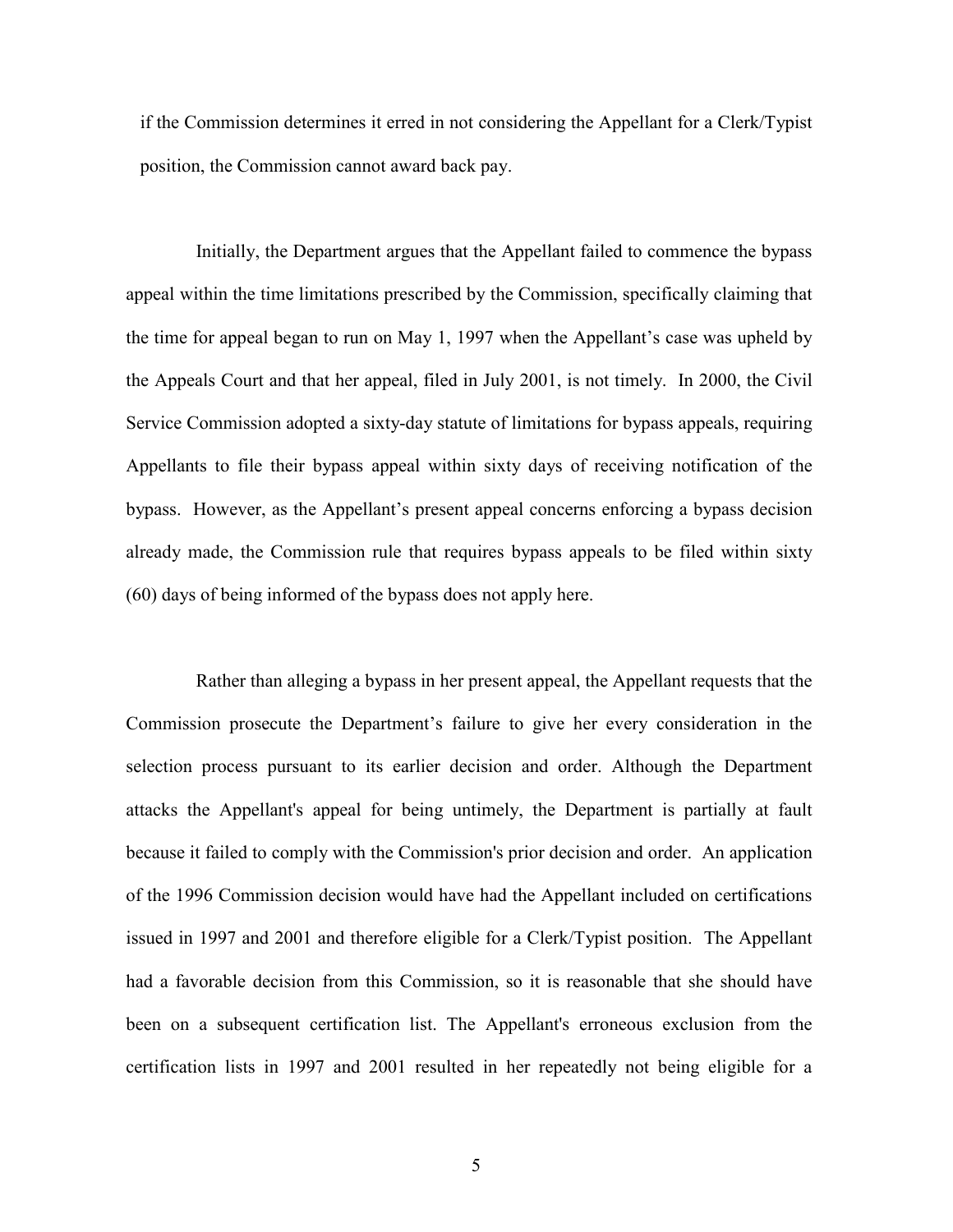if the Commission determines it erred in not considering the Appellant for a Clerk/Typist position, the Commission cannot award back pay.

Initially, the Department argues that the Appellant failed to commence the bypass appeal within the time limitations prescribed by the Commission, specifically claiming that the time for appeal began to run on May 1, 1997 when the Appellant's case was upheld by the Appeals Court and that her appeal, filed in July 2001, is not timely. In 2000, the Civil Service Commission adopted a sixty-day statute of limitations for bypass appeals, requiring Appellants to file their bypass appeal within sixty days of receiving notification of the bypass. However, as the Appellant's present appeal concerns enforcing a bypass decision already made, the Commission rule that requires bypass appeals to be filed within sixty (60) days of being informed of the bypass does not apply here.

Rather than alleging a bypass in her present appeal, the Appellant requests that the Commission prosecute the Department's failure to give her every consideration in the selection process pursuant to its earlier decision and order. Although the Department attacks the Appellant's appeal for being untimely, the Department is partially at fault because it failed to comply with the Commission's prior decision and order. An application of the 1996 Commission decision would have had the Appellant included on certifications issued in 1997 and 2001 and therefore eligible for a Clerk/Typist position. The Appellant had a favorable decision from this Commission, so it is reasonable that she should have been on a subsequent certification list. The Appellant's erroneous exclusion from the certification lists in 1997 and 2001 resulted in her repeatedly not being eligible for a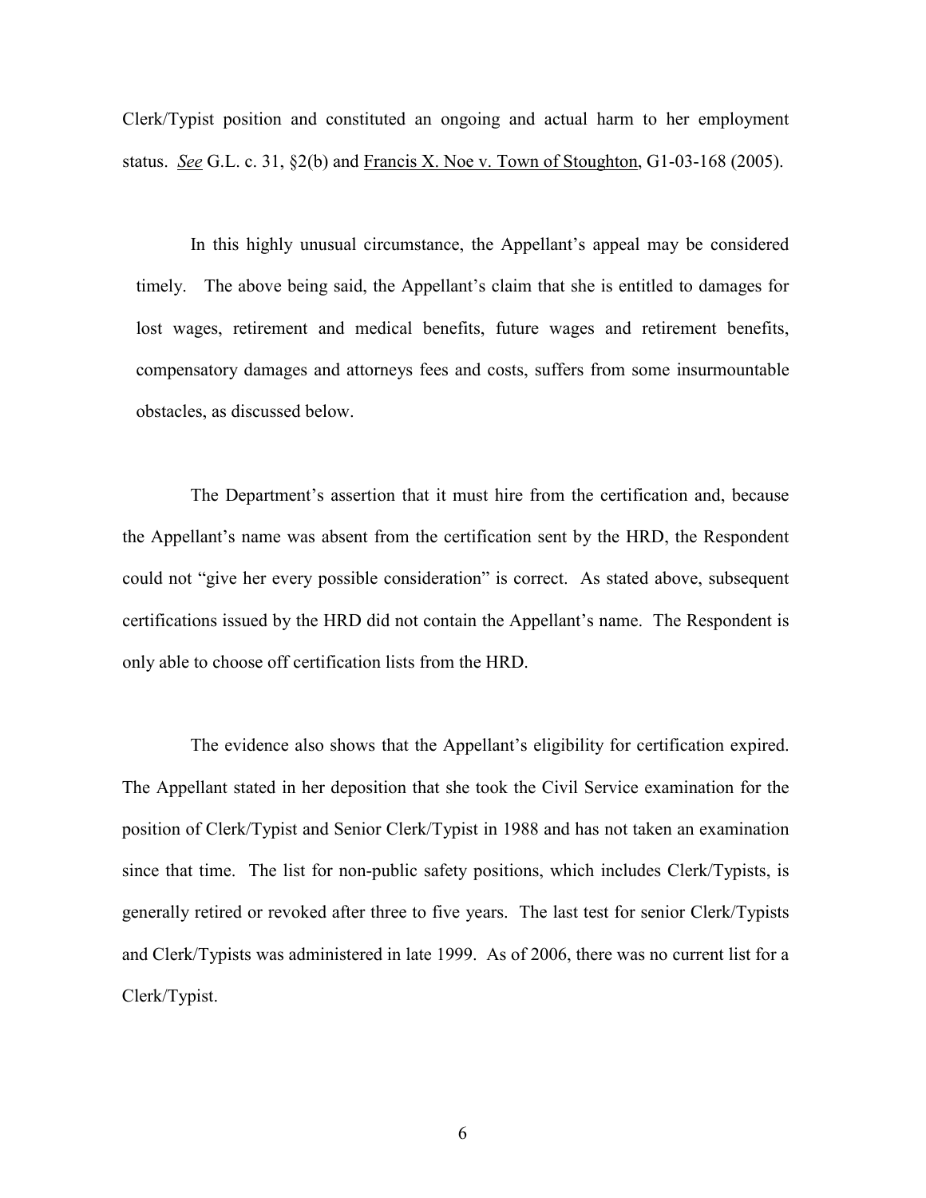Clerk/Typist position and constituted an ongoing and actual harm to her employment status. *See* G.L. c. 31, §2(b) and Francis X. Noe v. Town of Stoughton, G1-03-168 (2005).

In this highly unusual circumstance, the Appellant's appeal may be considered timely. The above being said, the Appellant's claim that she is entitled to damages for lost wages, retirement and medical benefits, future wages and retirement benefits, compensatory damages and attorneys fees and costs, suffers from some insurmountable obstacles, as discussed below.

The Department's assertion that it must hire from the certification and, because the Appellant's name was absent from the certification sent by the HRD, the Respondent could not "give her every possible consideration" is correct. As stated above, subsequent certifications issued by the HRD did not contain the Appellant's name. The Respondent is only able to choose off certification lists from the HRD.

The evidence also shows that the Appellant's eligibility for certification expired. The Appellant stated in her deposition that she took the Civil Service examination for the position of Clerk/Typist and Senior Clerk/Typist in 1988 and has not taken an examination since that time. The list for non-public safety positions, which includes Clerk/Typists, is generally retired or revoked after three to five years. The last test for senior Clerk/Typists and Clerk/Typists was administered in late 1999. As of 2006, there was no current list for a Clerk/Typist.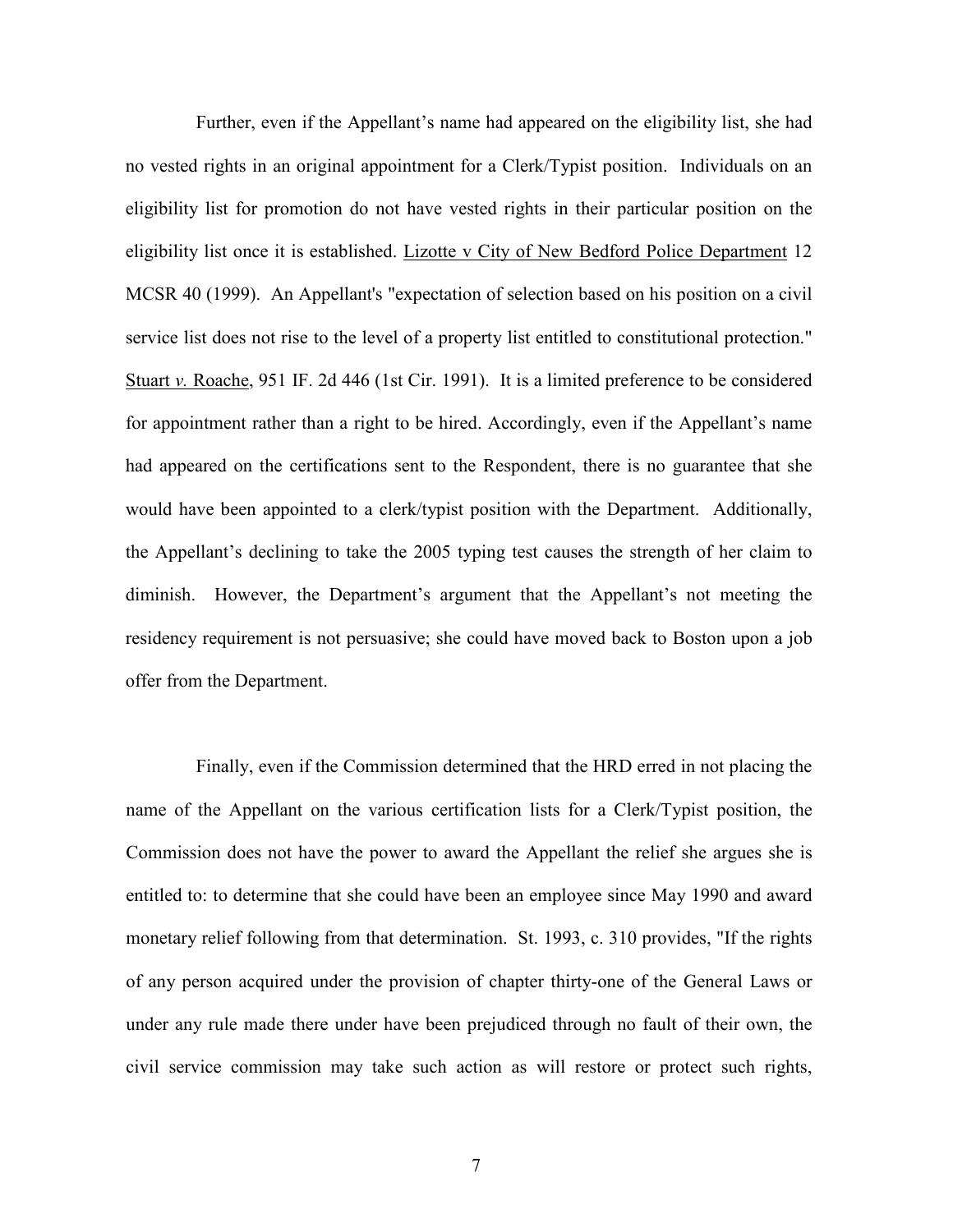Further, even if the Appellant's name had appeared on the eligibility list, she had no vested rights in an original appointment for a Clerk/Typist position. Individuals on an eligibility list for promotion do not have vested rights in their particular position on the eligibility list once it is established. Lizotte v City of New Bedford Police Department 12 MCSR 40 (1999). An Appellant's "expectation of selection based on his position on a civil service list does not rise to the level of a property list entitled to constitutional protection." Stuart *v.* Roache, 951 IF. 2d 446 (1st Cir. 1991). It is a limited preference to be considered for appointment rather than a right to be hired. Accordingly, even if the Appellant's name had appeared on the certifications sent to the Respondent, there is no guarantee that she would have been appointed to a clerk/typist position with the Department. Additionally, the Appellant's declining to take the 2005 typing test causes the strength of her claim to diminish. However, the Department's argument that the Appellant's not meeting the residency requirement is not persuasive; she could have moved back to Boston upon a job offer from the Department.

Finally, even if the Commission determined that the HRD erred in not placing the name of the Appellant on the various certification lists for a Clerk/Typist position, the Commission does not have the power to award the Appellant the relief she argues she is entitled to: to determine that she could have been an employee since May 1990 and award monetary relief following from that determination. St. 1993, c. 310 provides, "If the rights of any person acquired under the provision of chapter thirty-one of the General Laws or under any rule made there under have been prejudiced through no fault of their own, the civil service commission may take such action as will restore or protect such rights,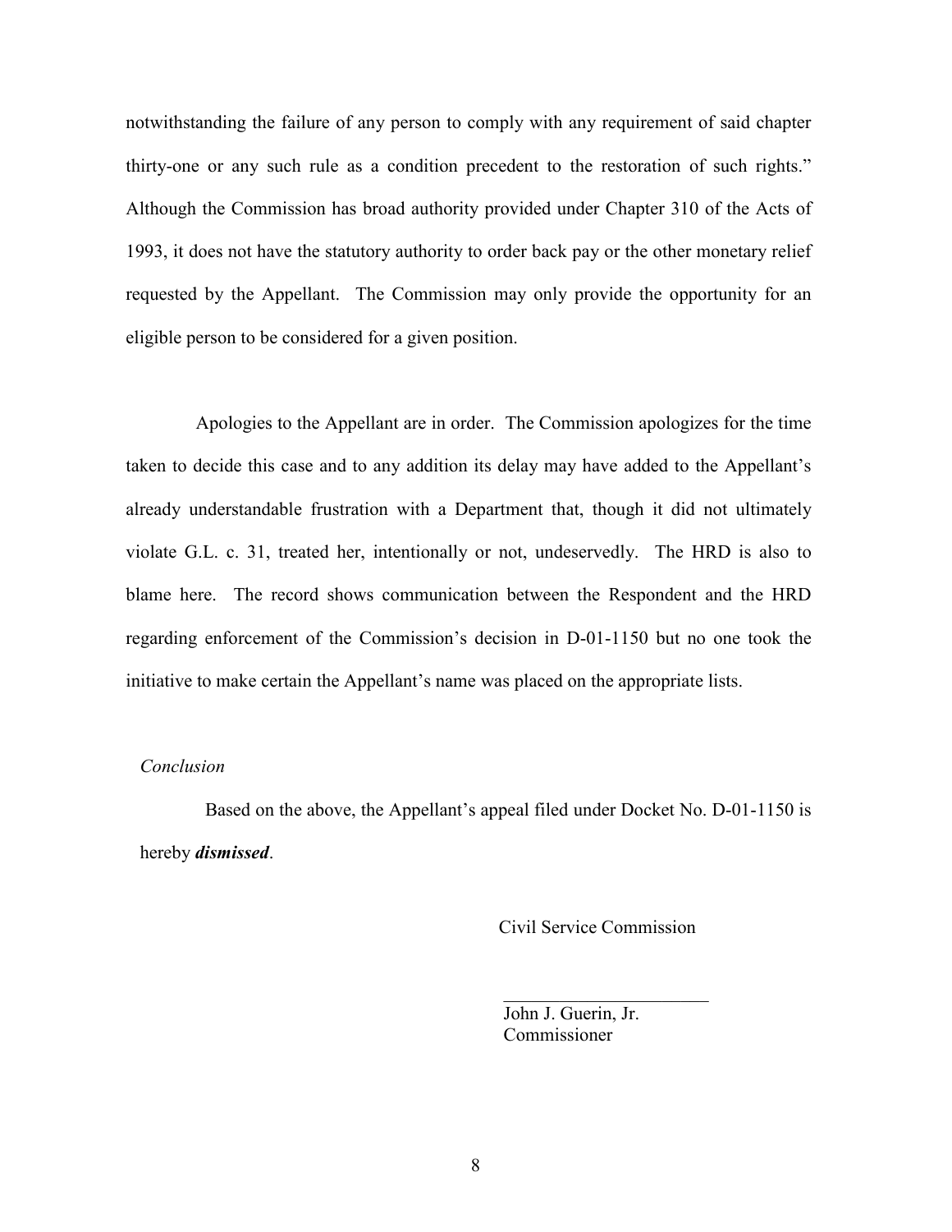notwithstanding the failure of any person to comply with any requirement of said chapter thirty-one or any such rule as a condition precedent to the restoration of such rights." Although the Commission has broad authority provided under Chapter 310 of the Acts of 1993, it does not have the statutory authority to order back pay or the other monetary relief requested by the Appellant. The Commission may only provide the opportunity for an eligible person to be considered for a given position.

Apologies to the Appellant are in order. The Commission apologizes for the time taken to decide this case and to any addition its delay may have added to the Appellant's already understandable frustration with a Department that, though it did not ultimately violate G.L. c. 31, treated her, intentionally or not, undeservedly. The HRD is also to blame here. The record shows communication between the Respondent and the HRD regarding enforcement of the Commission's decision in D-01-1150 but no one took the initiative to make certain the Appellant's name was placed on the appropriate lists.

*Conclusion*

Based on the above, the Appellant's appeal filed under Docket No. D-01-1150 is hereby ***dismissed***.

Civil Service Commission

\_\_\_\_\_\_\_\_\_\_\_\_\_\_\_\_\_\_\_\_\_\_\_

John J. Guerin, Jr.
Commissioner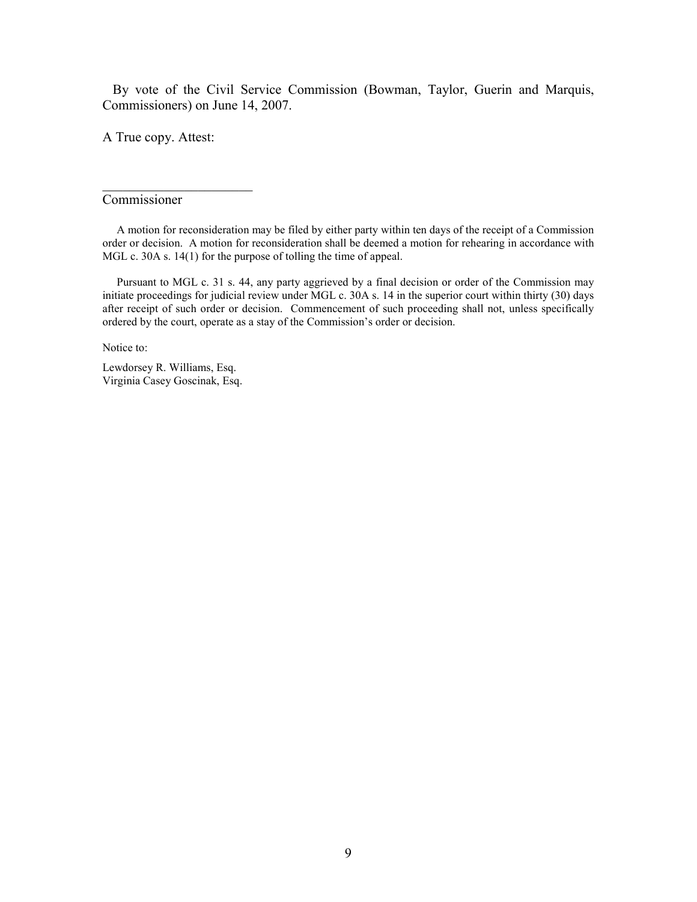By vote of the Civil Service Commission (Bowman, Taylor, Guerin and Marquis, Commissioners) on June 14, 2007.

A True copy. Attest:

\_\_\_\_\_\_\_\_\_\_\_\_\_\_\_\_\_\_\_\_\_\_\_\_

Commissioner

A motion for reconsideration may be filed by either party within ten days of the receipt of a Commission order or decision. A motion for reconsideration shall be deemed a motion for rehearing in accordance with MGL c. 30A s. 14(1) for the purpose of tolling the time of appeal.

Pursuant to MGL c. 31 s. 44, any party aggrieved by a final decision or order of the Commission may initiate proceedings for judicial review under MGL c. 30A s. 14 in the superior court within thirty (30) days after receipt of such order or decision. Commencement of such proceeding shall not, unless specifically ordered by the court, operate as a stay of the Commission's order or decision.

Notice to:

Lewdorsey R. Williams, Esq.
Virginia Casey Goscinak, Esq.